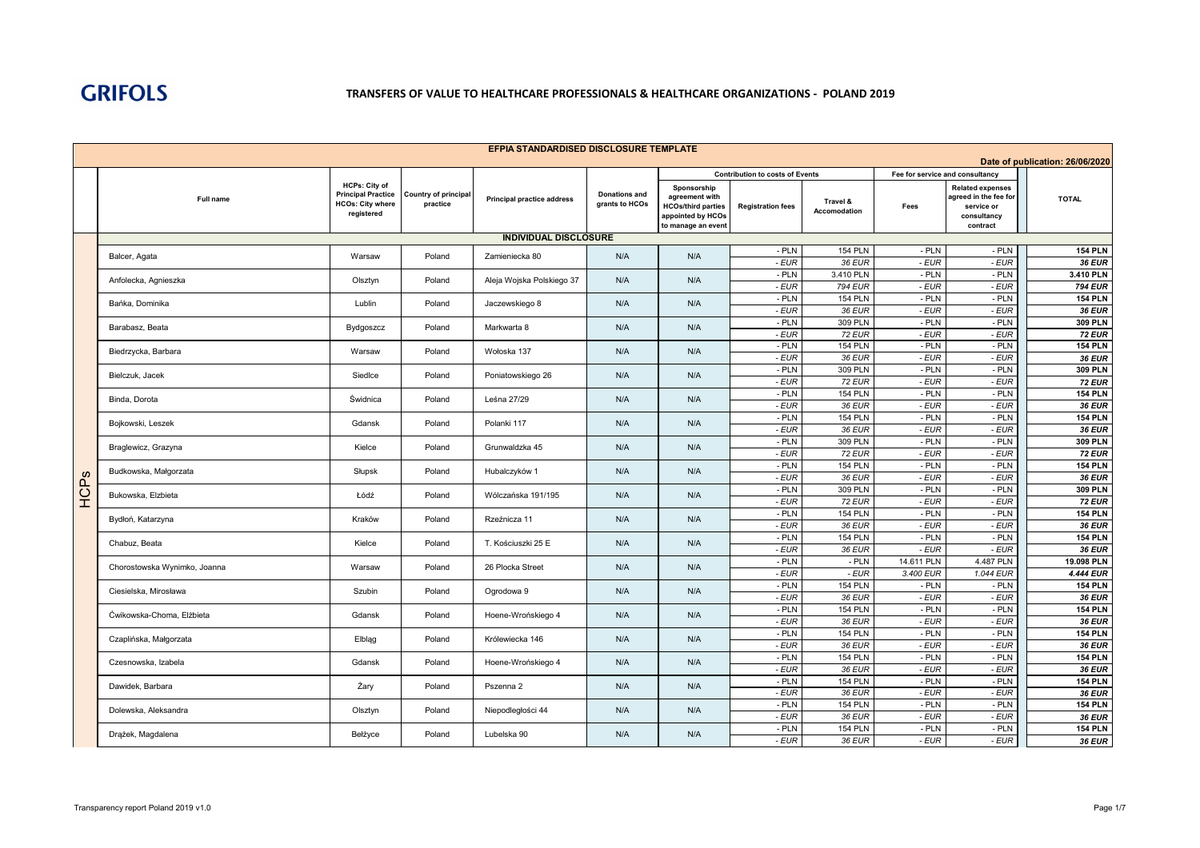GRIFOLS

# TRANSFERS OF VALUE TO HEALTHCARE PROFESSIONALS & HEALTHCARE ORGANIZATIONS - POLAND 2019

## EFPIA STANDARDISED DISCLOSURE TEMPLATE

Date of publication: 26/06/2020

| | Full name | HCPs: City of Principal Practice HCOs: City where registered | Country of principal practice | Principal practice address | Donations and grants to HCOs | Contribution to costs of Events | | | Fee for service and consultancy | | TOTAL |
|---|---|---|---|---|---|---|---|---|---|---|---|
| | | | | | | Sponsorship agreement with HCOs/third parties appointed by HCOs to manage an event | Registration fees | Travel & Accomodation | Fees | Related expenses agreed in the fee for service or consultancy contract | |
| | **INDIVIDUAL DISCLOSURE** | | | | | | | | | | |
| HCPs | Balcer, Agata | Warsaw | Poland | Zamieniecka 80 | N/A | N/A | - PLN | 154 PLN | - PLN | - PLN | **154 PLN** |
| | | | | | | | *- EUR* | *36 EUR* | *- EUR* | *- EUR* | ***36 EUR*** |
| | Anfolecka, Agnieszka | Olsztyn | Poland | Aleja Wojska Polskiego 37 | N/A | N/A | - PLN | 3.410 PLN | - PLN | - PLN | **3.410 PLN** |
| | | | | | | | *- EUR* | *794 EUR* | *- EUR* | *- EUR* | ***794 EUR*** |
| | Bańka, Dominika | Lublin | Poland | Jaczewskiego 8 | N/A | N/A | - PLN | 154 PLN | - PLN | - PLN | **154 PLN** |
| | | | | | | | *- EUR* | *36 EUR* | *- EUR* | *- EUR* | ***36 EUR*** |
| | Barabasz, Beata | Bydgoszcz | Poland | Markwarta 8 | N/A | N/A | - PLN | 309 PLN | - PLN | - PLN | **309 PLN** |
| | | | | | | | *- EUR* | *72 EUR* | *- EUR* | *- EUR* | ***72 EUR*** |
| | Biedrzycka, Barbara | Warsaw | Poland | Wołoska 137 | N/A | N/A | - PLN | 154 PLN | - PLN | - PLN | **154 PLN** |
| | | | | | | | *- EUR* | *36 EUR* | *- EUR* | *- EUR* | ***36 EUR*** |
| | Bielczuk, Jacek | Siedlce | Poland | Poniatowskiego 26 | N/A | N/A | - PLN | 309 PLN | - PLN | - PLN | **309 PLN** |
| | | | | | | | *- EUR* | *72 EUR* | *- EUR* | *- EUR* | ***72 EUR*** |
| | Binda, Dorota | Świdnica | Poland | Leśna 27/29 | N/A | N/A | - PLN | 154 PLN | - PLN | - PLN | **154 PLN** |
| | | | | | | | *- EUR* | *36 EUR* | *- EUR* | *- EUR* | ***36 EUR*** |
| | Bojkowski, Leszek | Gdansk | Poland | Polanki 117 | N/A | N/A | - PLN | 154 PLN | - PLN | - PLN | **154 PLN** |
| | | | | | | | *- EUR* | *36 EUR* | *- EUR* | *- EUR* | ***36 EUR*** |
| | Braglewicz, Grazyna | Kielce | Poland | Grunwaldzka 45 | N/A | N/A | - PLN | 309 PLN | - PLN | - PLN | **309 PLN** |
| | | | | | | | *- EUR* | *72 EUR* | *- EUR* | *- EUR* | ***72 EUR*** |
| | Budkowska, Małgorzata | Słupsk | Poland | Hubalczyków 1 | N/A | N/A | - PLN | 154 PLN | - PLN | - PLN | **154 PLN** |
| | | | | | | | *- EUR* | *36 EUR* | *- EUR* | *- EUR* | ***36 EUR*** |
| | Bukowska, Elzbieta | Łódź | Poland | Wólczańska 191/195 | N/A | N/A | - PLN | 309 PLN | - PLN | - PLN | **309 PLN** |
| | | | | | | | *- EUR* | *72 EUR* | *- EUR* | *- EUR* | ***72 EUR*** |
| | Bydłoń, Katarzyna | Kraków | Poland | Rzeźnicza 11 | N/A | N/A | - PLN | 154 PLN | - PLN | - PLN | **154 PLN** |
| | | | | | | | *- EUR* | *36 EUR* | *- EUR* | *- EUR* | ***36 EUR*** |
| | Chabuz, Beata | Kielce | Poland | T. Kościuszki 25 E | N/A | N/A | - PLN | 154 PLN | - PLN | - PLN | **154 PLN** |
| | | | | | | | *- EUR* | *36 EUR* | *- EUR* | *- EUR* | ***36 EUR*** |
| | Chorostowska Wynimko, Joanna | Warsaw | Poland | 26 Plocka Street | N/A | N/A | - PLN | - PLN | 14.611 PLN | 4.487 PLN | **19.098 PLN** |
| | | | | | | | *- EUR* | *- EUR* | *3.400 EUR* | *1.044 EUR* | ***4.444 EUR*** |
| | Ciesielska, Mirosława | Szubin | Poland | Ogrodowa 9 | N/A | N/A | - PLN | 154 PLN | - PLN | - PLN | **154 PLN** |
| | | | | | | | *- EUR* | *36 EUR* | *- EUR* | *- EUR* | ***36 EUR*** |
| | Ćwikowska-Choma, Elżbieta | Gdansk | Poland | Hoene-Wrońskiego 4 | N/A | N/A | - PLN | 154 PLN | - PLN | - PLN | **154 PLN** |
| | | | | | | | *- EUR* | *36 EUR* | *- EUR* | *- EUR* | ***36 EUR*** |
| | Czaplińska, Małgorzata | Elbląg | Poland | Królewiecka 146 | N/A | N/A | - PLN | 154 PLN | - PLN | - PLN | **154 PLN** |
| | | | | | | | *- EUR* | *36 EUR* | *- EUR* | *- EUR* | ***36 EUR*** |
| | Czesnowska, Izabela | Gdansk | Poland | Hoene-Wrońskiego 4 | N/A | N/A | - PLN | 154 PLN | - PLN | - PLN | **154 PLN** |
| | | | | | | | *- EUR* | *36 EUR* | *- EUR* | *- EUR* | ***36 EUR*** |
| | Dawidek, Barbara | Żary | Poland | Pszenna 2 | N/A | N/A | - PLN | 154 PLN | - PLN | - PLN | **154 PLN** |
| | | | | | | | *- EUR* | *36 EUR* | *- EUR* | *- EUR* | ***36 EUR*** |
| | Dolewska, Aleksandra | Olsztyn | Poland | Niepodległości 44 | N/A | N/A | - PLN | 154 PLN | - PLN | - PLN | **154 PLN** |
| | | | | | | | *- EUR* | *36 EUR* | *- EUR* | *- EUR* | ***36 EUR*** |
| | Drążek, Magdalena | Bełżyce | Poland | Lubelska 90 | N/A | N/A | - PLN | 154 PLN | - PLN | - PLN | **154 PLN** |
| | | | | | | | *- EUR* | *36 EUR* | *- EUR* | *- EUR* | ***36 EUR*** |

Transparency report Poland 2019 v1.0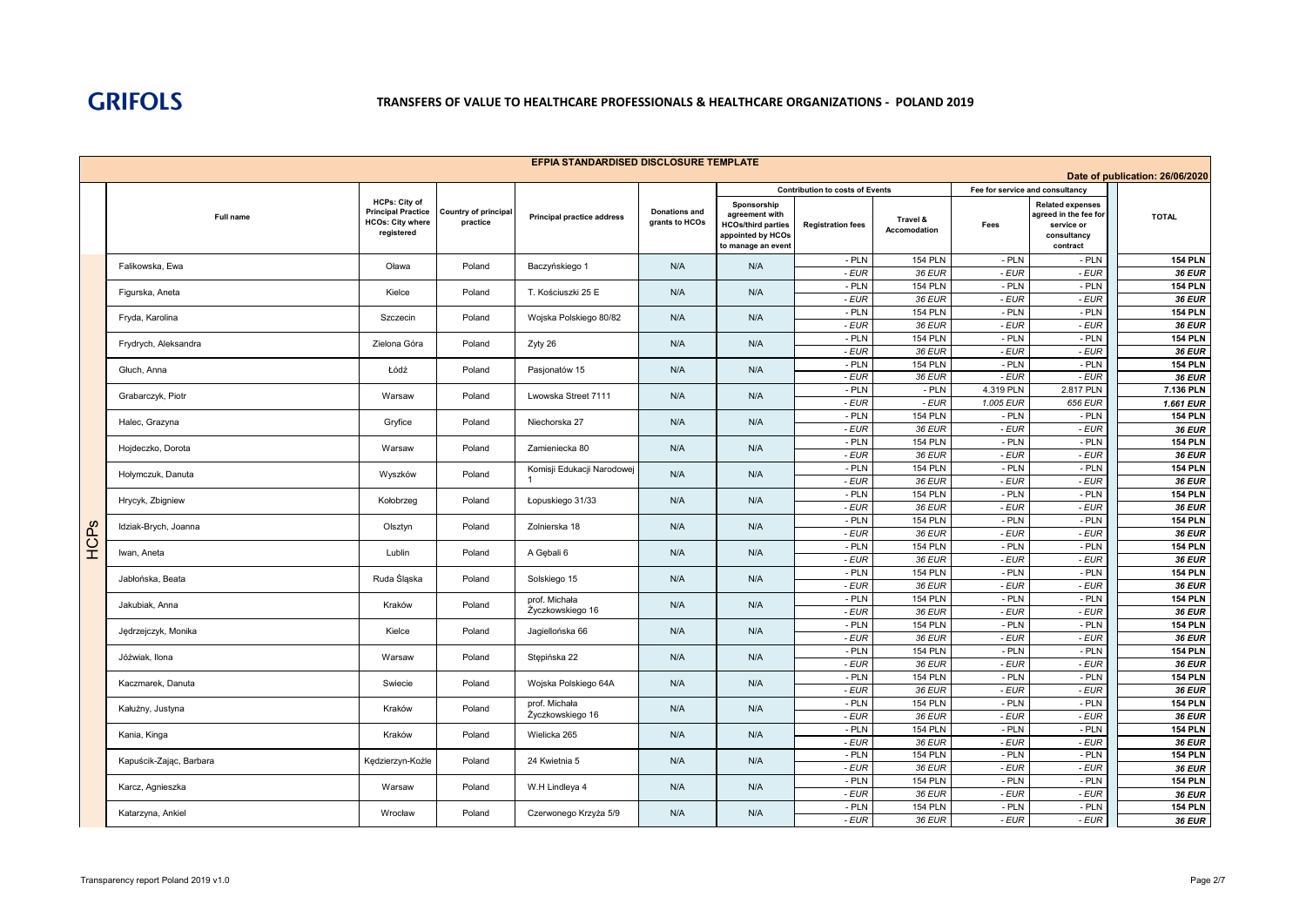**GRIFOLS**

# TRANSFERS OF VALUE TO HEALTHCARE PROFESSIONALS & HEALTHCARE ORGANIZATIONS - POLAND 2019

## EFPIA STANDARDISED DISCLOSURE TEMPLATE

Date of publication: 26/06/2020

| | Full name | HCPs: City of Principal Practice HCOs: City where registered | Country of principal practice | Principal practice address | Donations and grants to HCOs | Sponsorship agreement with HCOs/third parties appointed by HCOs to manage an event | Contribution to costs of Events | | Fee for service and consultancy | | TOTAL |
|---|---|---|---|---|---|---|---|---|---|---|---|
| | | | | | | | Registration fees | Travel & Accomodation | Fees | Related expenses agreed in the fee for service or consultancy contract | |
| HCPs | Falikowska, Ewa | Oława | Poland | Baczyńskiego 1 | N/A | N/A | - PLN | 154 PLN | - PLN | - PLN | 154 PLN |
| | | | | | | | - EUR | 36 EUR | - EUR | - EUR | 36 EUR |
| | Figurska, Aneta | Kielce | Poland | T. Kościuszki 25 E | N/A | N/A | - PLN | 154 PLN | - PLN | - PLN | 154 PLN |
| | | | | | | | - EUR | 36 EUR | - EUR | - EUR | 36 EUR |
| | Fryda, Karolina | Szczecin | Poland | Wojska Polskiego 80/82 | N/A | N/A | - PLN | 154 PLN | - PLN | - PLN | 154 PLN |
| | | | | | | | - EUR | 36 EUR | - EUR | - EUR | 36 EUR |
| | Frydrych, Aleksandra | Zielona Góra | Poland | Zyty 26 | N/A | N/A | - PLN | 154 PLN | - PLN | - PLN | 154 PLN |
| | | | | | | | - EUR | 36 EUR | - EUR | - EUR | 36 EUR |
| | Głuch, Anna | Łódź | Poland | Pasjonatów 15 | N/A | N/A | - PLN | 154 PLN | - PLN | - PLN | 154 PLN |
| | | | | | | | - EUR | 36 EUR | - EUR | - EUR | 36 EUR |
| | Grabarczyk, Piotr | Warsaw | Poland | Lwowska Street 7111 | N/A | N/A | - PLN | - PLN | 4.319 PLN | 2.817 PLN | 7.136 PLN |
| | | | | | | | - EUR | - EUR | 1.005 EUR | 656 EUR | 1.661 EUR |
| | Halec, Grazyna | Gryfice | Poland | Niechorska 27 | N/A | N/A | - PLN | 154 PLN | - PLN | - PLN | 154 PLN |
| | | | | | | | - EUR | 36 EUR | - EUR | - EUR | 36 EUR |
| | Hojdeczko, Dorota | Warsaw | Poland | Zamieniecka 80 | N/A | N/A | - PLN | 154 PLN | - PLN | - PLN | 154 PLN |
| | | | | | | | - EUR | 36 EUR | - EUR | - EUR | 36 EUR |
| | Hołymczuk, Danuta | Wyszków | Poland | Komisji Edukacji Narodowej 1 | N/A | N/A | - PLN | 154 PLN | - PLN | - PLN | 154 PLN |
| | | | | | | | - EUR | 36 EUR | - EUR | - EUR | 36 EUR |
| | Hrycyk, Zbigniew | Kołobrzeg | Poland | Łopuskiego 31/33 | N/A | N/A | - PLN | 154 PLN | - PLN | - PLN | 154 PLN |
| | | | | | | | - EUR | 36 EUR | - EUR | - EUR | 36 EUR |
| | Idziak-Brych, Joanna | Olsztyn | Poland | Zolnierska 18 | N/A | N/A | - PLN | 154 PLN | - PLN | - PLN | 154 PLN |
| | | | | | | | - EUR | 36 EUR | - EUR | - EUR | 36 EUR |
| | Iwan, Aneta | Lublin | Poland | A Gębali 6 | N/A | N/A | - PLN | 154 PLN | - PLN | - PLN | 154 PLN |
| | | | | | | | - EUR | 36 EUR | - EUR | - EUR | 36 EUR |
| | Jabłońska, Beata | Ruda Śląska | Poland | Solskiego 15 | N/A | N/A | - PLN | 154 PLN | - PLN | - PLN | 154 PLN |
| | | | | | | | - EUR | 36 EUR | - EUR | - EUR | 36 EUR |
| | Jakubiak, Anna | Kraków | Poland | prof. Michała Życzkowskiego 16 | N/A | N/A | - PLN | 154 PLN | - PLN | - PLN | 154 PLN |
| | | | | | | | - EUR | 36 EUR | - EUR | - EUR | 36 EUR |
| | Jędrzejczyk, Monika | Kielce | Poland | Jagiellońska 66 | N/A | N/A | - PLN | 154 PLN | - PLN | - PLN | 154 PLN |
| | | | | | | | - EUR | 36 EUR | - EUR | - EUR | 36 EUR |
| | Jóźwiak, Ilona | Warsaw | Poland | Stępińska 22 | N/A | N/A | - PLN | 154 PLN | - PLN | - PLN | 154 PLN |
| | | | | | | | - EUR | 36 EUR | - EUR | - EUR | 36 EUR |
| | Kaczmarek, Danuta | Swiecie | Poland | Wojska Polskiego 64A | N/A | N/A | - PLN | 154 PLN | - PLN | - PLN | 154 PLN |
| | | | | | | | - EUR | 36 EUR | - EUR | - EUR | 36 EUR |
| | Kałużny, Justyna | Kraków | Poland | prof. Michała Życzkowskiego 16 | N/A | N/A | - PLN | 154 PLN | - PLN | - PLN | 154 PLN |
| | | | | | | | - EUR | 36 EUR | - EUR | - EUR | 36 EUR |
| | Kania, Kinga | Kraków | Poland | Wielicka 265 | N/A | N/A | - PLN | 154 PLN | - PLN | - PLN | 154 PLN |
| | | | | | | | - EUR | 36 EUR | - EUR | - EUR | 36 EUR |
| | Kapuścik-Zając, Barbara | Kędzierzyn-Koźle | Poland | 24 Kwietnia 5 | N/A | N/A | - PLN | 154 PLN | - PLN | - PLN | 154 PLN |
| | | | | | | | - EUR | 36 EUR | - EUR | - EUR | 36 EUR |
| | Karcz, Agnieszka | Warsaw | Poland | W.H Lindleya 4 | N/A | N/A | - PLN | 154 PLN | - PLN | - PLN | 154 PLN |
| | | | | | | | - EUR | 36 EUR | - EUR | - EUR | 36 EUR |
| | Katarzyna, Ankiel | Wrocław | Poland | Czerwonego Krzyża 5/9 | N/A | N/A | - PLN | 154 PLN | - PLN | - PLN | 154 PLN |
| | | | | | | | - EUR | 36 EUR | - EUR | - EUR | 36 EUR |

Transparency report Poland 2019 v1.0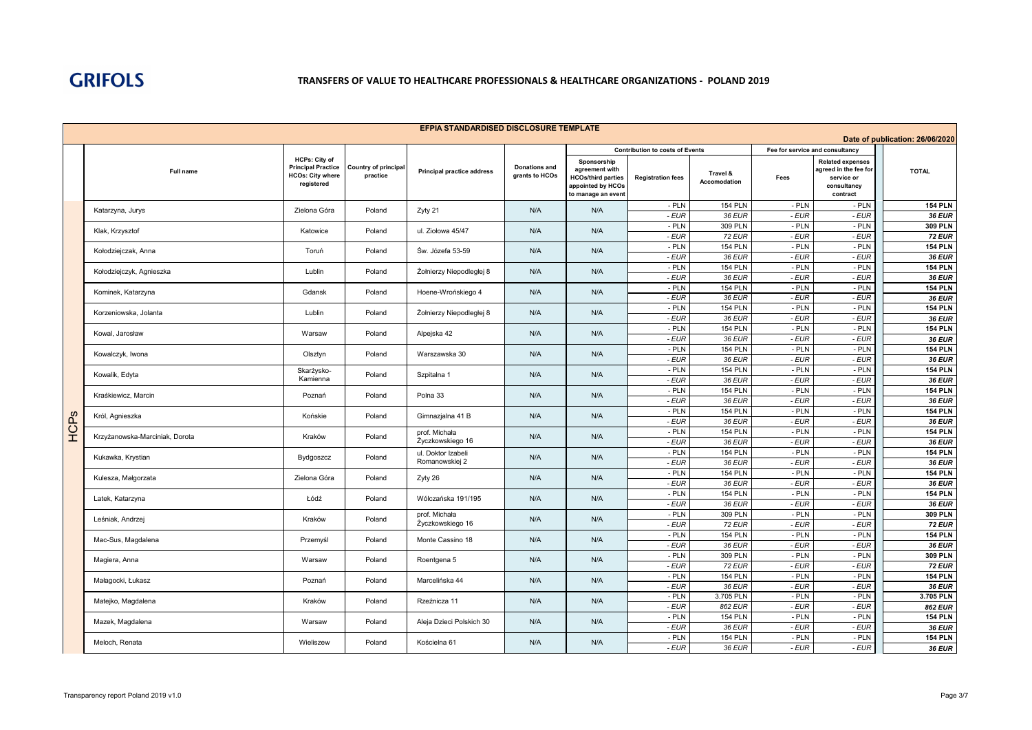**GRIFOLS**

# TRANSFERS OF VALUE TO HEALTHCARE PROFESSIONALS & HEALTHCARE ORGANIZATIONS - POLAND 2019

| EFPIA STANDARDISED DISCLOSURE TEMPLATE | | | | | | | | | | | | |
|---|---|---|---|---|---|---|---|---|---|---|---|---|
| | | | | | | | | | | | | Date of publication: 26/06/2020 |
| | | | | | | Contribution to costs of Events | | | Fee for service and consultancy | | | |
| | Full name | HCPs: City of Principal Practice HCOs: City where registered | Country of principal practice | Principal practice address | Donations and grants to HCOs | Sponsorship agreement with HCOs/third parties appointed by HCOs to manage an event | Registration fees | Travel & Accomodation | Fees | Related expenses agreed in the fee for service or consultancy contract | | TOTAL |
| HCPs | Katarzyna, Jurys | Zielona Góra | Poland | Zyty 21 | N/A | N/A | - PLN | 154 PLN | - PLN | - PLN | | 154 PLN |
| | | | | | | | - EUR | 36 EUR | - EUR | - EUR | | 36 EUR |
| | Klak, Krzysztof | Katowice | Poland | ul. Ziołowa 45/47 | N/A | N/A | - PLN | 309 PLN | - PLN | - PLN | | 309 PLN |
| | | | | | | | - EUR | 72 EUR | - EUR | - EUR | | 72 EUR |
| | Kołodziejczak, Anna | Toruń | Poland | Św. Józefa 53-59 | N/A | N/A | - PLN | 154 PLN | - PLN | - PLN | | 154 PLN |
| | | | | | | | - EUR | 36 EUR | - EUR | - EUR | | 36 EUR |
| | Kołodziejczyk, Agnieszka | Lublin | Poland | Żołnierzy Niepodległej 8 | N/A | N/A | - PLN | 154 PLN | - PLN | - PLN | | 154 PLN |
| | | | | | | | - EUR | 36 EUR | - EUR | - EUR | | 36 EUR |
| | Kominek, Katarzyna | Gdansk | Poland | Hoene-Wrońskiego 4 | N/A | N/A | - PLN | 154 PLN | - PLN | - PLN | | 154 PLN |
| | | | | | | | - EUR | 36 EUR | - EUR | - EUR | | 36 EUR |
| | Korzeniowska, Jolanta | Lublin | Poland | Żołnierzy Niepodległej 8 | N/A | N/A | - PLN | 154 PLN | - PLN | - PLN | | 154 PLN |
| | | | | | | | - EUR | 36 EUR | - EUR | - EUR | | 36 EUR |
| | Kowal, Jarosław | Warsaw | Poland | Alpejska 42 | N/A | N/A | - PLN | 154 PLN | - PLN | - PLN | | 154 PLN |
| | | | | | | | - EUR | 36 EUR | - EUR | - EUR | | 36 EUR |
| | Kowalczyk, Iwona | Olsztyn | Poland | Warszawska 30 | N/A | N/A | - PLN | 154 PLN | - PLN | - PLN | | 154 PLN |
| | | | | | | | - EUR | 36 EUR | - EUR | - EUR | | 36 EUR |
| | Kowalik, Edyta | Skarżysko-Kamienna | Poland | Szpitalna 1 | N/A | N/A | - PLN | 154 PLN | - PLN | - PLN | | 154 PLN |
| | | | | | | | - EUR | 36 EUR | - EUR | - EUR | | 36 EUR |
| | Kraśkiewicz, Marcin | Poznań | Poland | Polna 33 | N/A | N/A | - PLN | 154 PLN | - PLN | - PLN | | 154 PLN |
| | | | | | | | - EUR | 36 EUR | - EUR | - EUR | | 36 EUR |
| | Król, Agnieszka | Końskie | Poland | Gimnazjalna 41 B | N/A | N/A | - PLN | 154 PLN | - PLN | - PLN | | 154 PLN |
| | | | | | | | - EUR | 36 EUR | - EUR | - EUR | | 36 EUR |
| | Krzyżanowska-Marciniak, Dorota | Kraków | Poland | prof. Michała Życzkowskiego 16 | N/A | N/A | - PLN | 154 PLN | - PLN | - PLN | | 154 PLN |
| | | | | | | | - EUR | 36 EUR | - EUR | - EUR | | 36 EUR |
| | Kukawka, Krystian | Bydgoszcz | Poland | ul. Doktor Izabeli Romanowskiej 2 | N/A | N/A | - PLN | 154 PLN | - PLN | - PLN | | 154 PLN |
| | | | | | | | - EUR | 36 EUR | - EUR | - EUR | | 36 EUR |
| | Kulesza, Małgorzata | Zielona Góra | Poland | Zyty 26 | N/A | N/A | - PLN | 154 PLN | - PLN | - PLN | | 154 PLN |
| | | | | | | | - EUR | 36 EUR | - EUR | - EUR | | 36 EUR |
| | Latek, Katarzyna | Łódź | Poland | Wólczańska 191/195 | N/A | N/A | - PLN | 154 PLN | - PLN | - PLN | | 154 PLN |
| | | | | | | | - EUR | 36 EUR | - EUR | - EUR | | 36 EUR |
| | Leśniak, Andrzej | Kraków | Poland | prof. Michała Życzkowskiego 16 | N/A | N/A | - PLN | 309 PLN | - PLN | - PLN | | 309 PLN |
| | | | | | | | - EUR | 72 EUR | - EUR | - EUR | | 72 EUR |
| | Mac-Sus, Magdalena | Przemyśl | Poland | Monte Cassino 18 | N/A | N/A | - PLN | 154 PLN | - PLN | - PLN | | 154 PLN |
| | | | | | | | - EUR | 36 EUR | - EUR | - EUR | | 36 EUR |
| | Magiera, Anna | Warsaw | Poland | Roentgena 5 | N/A | N/A | - PLN | 309 PLN | - PLN | - PLN | | 309 PLN |
| | | | | | | | - EUR | 72 EUR | - EUR | - EUR | | 72 EUR |
| | Małagocki, Łukasz | Poznań | Poland | Marcelińska 44 | N/A | N/A | - PLN | 154 PLN | - PLN | - PLN | | 154 PLN |
| | | | | | | | - EUR | 36 EUR | - EUR | - EUR | | 36 EUR |
| | Matejko, Magdalena | Kraków | Poland | Rzeźnicza 11 | N/A | N/A | - PLN | 3.705 PLN | - PLN | - PLN | | 3.705 PLN |
| | | | | | | | - EUR | 862 EUR | - EUR | - EUR | | 862 EUR |
| | Mazek, Magdalena | Warsaw | Poland | Aleja Dzieci Polskich 30 | N/A | N/A | - PLN | 154 PLN | - PLN | - PLN | | 154 PLN |
| | | | | | | | - EUR | 36 EUR | - EUR | - EUR | | 36 EUR |
| | Meloch, Renata | Wieliszew | Poland | Kościelna 61 | N/A | N/A | - PLN | 154 PLN | - PLN | - PLN | | 154 PLN |
| | | | | | | | - EUR | 36 EUR | - EUR | - EUR | | 36 EUR |

Transparency report Poland 2019 v1.0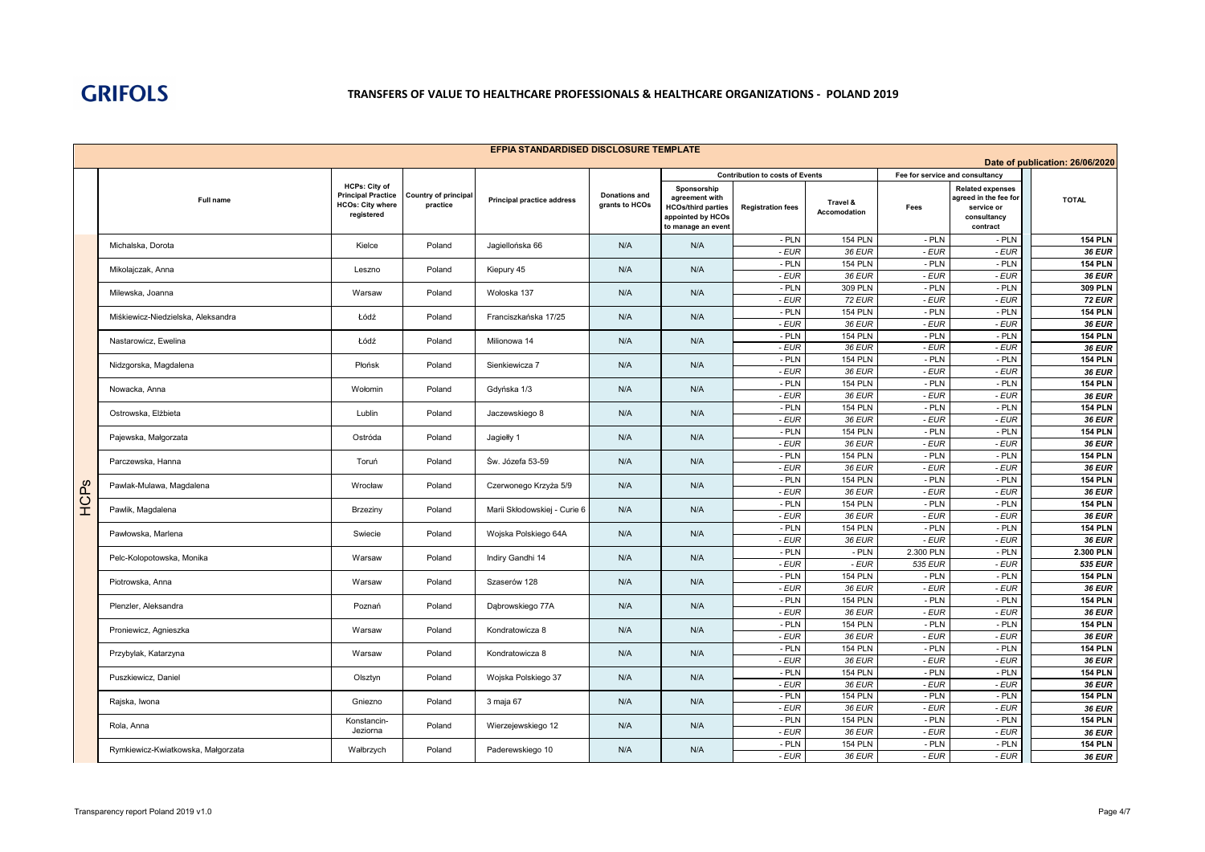GRIFOLS

# TRANSFERS OF VALUE TO HEALTHCARE PROFESSIONALS & HEALTHCARE ORGANIZATIONS - POLAND 2019

| EFPIA STANDARDISED DISCLOSURE TEMPLATE | | | | | | | | | | | | |
|---|---|---|---|---|---|---|---|---|---|---|---|---|
| Date of publication: 26/06/2020 | | | | | | | | | | | | |
| | | | | | | | Contribution to costs of Events | | | Fee for service and consultancy | | |
| | Full name | HCPs: City of Principal Practice HCOs: City where registered | Country of principal practice | Principal practice address | Donations and grants to HCOs | Sponsorship agreement with HCOs/third parties appointed by HCOs to manage an event | Registration fees | Travel & Accomodation | Fees | Related expenses agreed in the fee for service or consultancy contract | TOTAL |
| HCPs | Michalska, Dorota | Kielce | Poland | Jagiellońska 66 | N/A | N/A | - PLN | 154 PLN | - PLN | - PLN | **154 PLN** |
| | | | | | | | *- EUR* | *36 EUR* | *- EUR* | *- EUR* | ***36 EUR*** |
| | Mikolajczak, Anna | Leszno | Poland | Kiepury 45 | N/A | N/A | - PLN | 154 PLN | - PLN | - PLN | **154 PLN** |
| | | | | | | | *- EUR* | *36 EUR* | *- EUR* | *- EUR* | ***36 EUR*** |
| | Milewska, Joanna | Warsaw | Poland | Wołoska 137 | N/A | N/A | - PLN | 309 PLN | - PLN | - PLN | **309 PLN** |
| | | | | | | | *- EUR* | *72 EUR* | *- EUR* | *- EUR* | ***72 EUR*** |
| | Miśkiewicz-Niedzielska, Aleksandra | Łódź | Poland | Franciszkańska 17/25 | N/A | N/A | - PLN | 154 PLN | - PLN | - PLN | **154 PLN** |
| | | | | | | | *- EUR* | *36 EUR* | *- EUR* | *- EUR* | ***36 EUR*** |
| | Nastarowicz, Ewelina | Łódź | Poland | Milionowa 14 | N/A | N/A | - PLN | 154 PLN | - PLN | - PLN | **154 PLN** |
| | | | | | | | *- EUR* | *36 EUR* | *- EUR* | *- EUR* | ***36 EUR*** |
| | Nidzgorska, Magdalena | Płońsk | Poland | Sienkiewicza 7 | N/A | N/A | - PLN | 154 PLN | - PLN | - PLN | **154 PLN** |
| | | | | | | | *- EUR* | *36 EUR* | *- EUR* | *- EUR* | ***36 EUR*** |
| | Nowacka, Anna | Wołomin | Poland | Gdyńska 1/3 | N/A | N/A | - PLN | 154 PLN | - PLN | - PLN | **154 PLN** |
| | | | | | | | *- EUR* | *36 EUR* | *- EUR* | *- EUR* | ***36 EUR*** |
| | Ostrowska, Elżbieta | Lublin | Poland | Jaczewskiego 8 | N/A | N/A | - PLN | 154 PLN | - PLN | - PLN | **154 PLN** |
| | | | | | | | *- EUR* | *36 EUR* | *- EUR* | *- EUR* | ***36 EUR*** |
| | Pajewska, Małgorzata | Ostróda | Poland | Jagiełły 1 | N/A | N/A | - PLN | 154 PLN | - PLN | - PLN | **154 PLN** |
| | | | | | | | *- EUR* | *36 EUR* | *- EUR* | *- EUR* | ***36 EUR*** |
| | Parczewska, Hanna | Toruń | Poland | Św. Józefa 53-59 | N/A | N/A | - PLN | 154 PLN | - PLN | - PLN | **154 PLN** |
| | | | | | | | *- EUR* | *36 EUR* | *- EUR* | *- EUR* | ***36 EUR*** |
| | Pawlak-Mulawa, Magdalena | Wrocław | Poland | Czerwonego Krzyża 5/9 | N/A | N/A | - PLN | 154 PLN | - PLN | - PLN | **154 PLN** |
| | | | | | | | *- EUR* | *36 EUR* | *- EUR* | *- EUR* | ***36 EUR*** |
| | Pawlik, Magdalena | Brzeziny | Poland | Marii Skłodowskiej - Curie 6 | N/A | N/A | - PLN | 154 PLN | - PLN | - PLN | **154 PLN** |
| | | | | | | | *- EUR* | *36 EUR* | *- EUR* | *- EUR* | ***36 EUR*** |
| | Pawłowska, Marlena | Swiecie | Poland | Wojska Polskiego 64A | N/A | N/A | - PLN | 154 PLN | - PLN | - PLN | **154 PLN** |
| | | | | | | | *- EUR* | *36 EUR* | *- EUR* | *- EUR* | ***36 EUR*** |
| | Pelc-Kolopotowska, Monika | Warsaw | Poland | Indiry Gandhi 14 | N/A | N/A | - PLN | - PLN | 2.300 PLN | - PLN | **2.300 PLN** |
| | | | | | | | *- EUR* | *- EUR* | *535 EUR* | *- EUR* | ***535 EUR*** |
| | Piotrowska, Anna | Warsaw | Poland | Szaserów 128 | N/A | N/A | - PLN | 154 PLN | - PLN | - PLN | **154 PLN** |
| | | | | | | | *- EUR* | *36 EUR* | *- EUR* | *- EUR* | ***36 EUR*** |
| | Plenzler, Aleksandra | Poznań | Poland | Dąbrowskiego 77A | N/A | N/A | - PLN | 154 PLN | - PLN | - PLN | **154 PLN** |
| | | | | | | | *- EUR* | *36 EUR* | *- EUR* | *- EUR* | ***36 EUR*** |
| | Proniewicz, Agnieszka | Warsaw | Poland | Kondratowicza 8 | N/A | N/A | - PLN | 154 PLN | - PLN | - PLN | **154 PLN** |
| | | | | | | | *- EUR* | *36 EUR* | *- EUR* | *- EUR* | ***36 EUR*** |
| | Przybylak, Katarzyna | Warsaw | Poland | Kondratowicza 8 | N/A | N/A | - PLN | 154 PLN | - PLN | - PLN | **154 PLN** |
| | | | | | | | *- EUR* | *36 EUR* | *- EUR* | *- EUR* | ***36 EUR*** |
| | Puszkiewicz, Daniel | Olsztyn | Poland | Wojska Polskiego 37 | N/A | N/A | - PLN | 154 PLN | - PLN | - PLN | **154 PLN** |
| | | | | | | | *- EUR* | *36 EUR* | *- EUR* | *- EUR* | ***36 EUR*** |
| | Rajska, Iwona | Gniezno | Poland | 3 maja 67 | N/A | N/A | - PLN | 154 PLN | - PLN | - PLN | **154 PLN** |
| | | | | | | | *- EUR* | *36 EUR* | *- EUR* | *- EUR* | ***36 EUR*** |
| | Rola, Anna | Konstancin-Jeziorna | Poland | Wierzejewskiego 12 | N/A | N/A | - PLN | 154 PLN | - PLN | - PLN | **154 PLN** |
| | | | | | | | *- EUR* | *36 EUR* | *- EUR* | *- EUR* | ***36 EUR*** |
| | Rymkiewicz-Kwiatkowska, Małgorzata | Wałbrzych | Poland | Paderewskiego 10 | N/A | N/A | - PLN | 154 PLN | - PLN | - PLN | **154 PLN** |
| | | | | | | | *- EUR* | *36 EUR* | *- EUR* | *- EUR* | ***36 EUR*** |

Transparency report Poland 2019 v1.0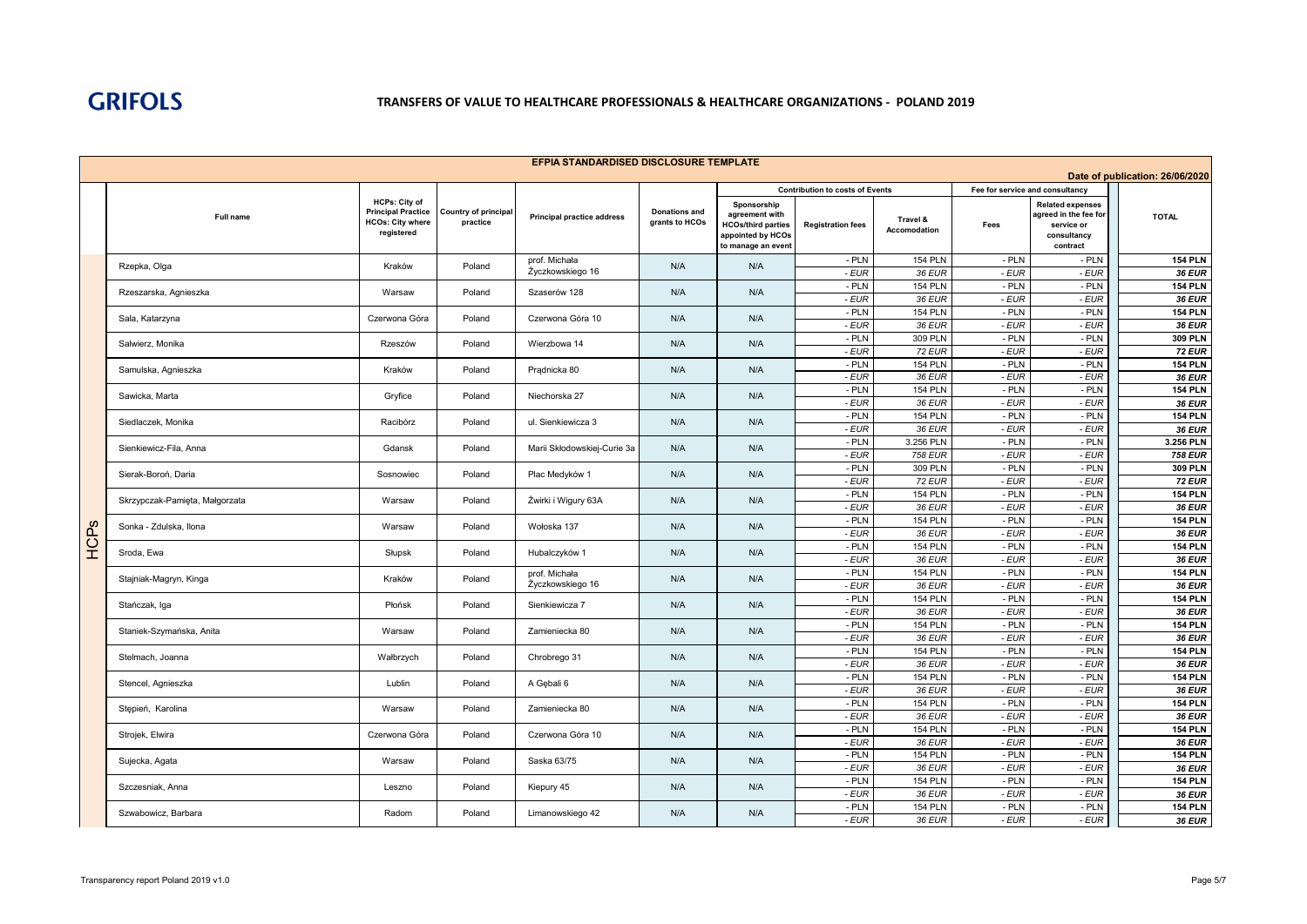**GRIFOLS**

## TRANSFERS OF VALUE TO HEALTHCARE PROFESSIONALS & HEALTHCARE ORGANIZATIONS - POLAND 2019

**EFPIA STANDARDISED DISCLOSURE TEMPLATE**

**Date of publication: 26/06/2020**

| | Full name | HCPs: City of Principal Practice HCOs: City where HCOs: City where registered | Country of principal practice | Principal practice address | Donations and grants to HCOs | Contribution to costs of Events | | | Fee for service and consultancy | | TOTAL |
|---|---|---|---|---|---|---|---|---|---|---|---|
| | | | | | | Sponsorship agreement with HCOs/third parties appointed by HCOs to manage an event | Registration fees | Travel & Accomodation | Fees | Related expenses agreed in the fee for service or consultancy contract | |
| HCPs | Rzepka, Olga | Kraków | Poland | prof. Michała Życzkowskiego 16 | N/A | N/A | - PLN | 154 PLN | - PLN | - PLN | **154 PLN** |
| | | | | | | | *- EUR* | *36 EUR* | *- EUR* | *- EUR* | ***36 EUR*** |
| | Rzeszarska, Agnieszka | Warsaw | Poland | Szaserów 128 | N/A | N/A | - PLN | 154 PLN | - PLN | - PLN | **154 PLN** |
| | | | | | | | *- EUR* | *36 EUR* | *- EUR* | *- EUR* | ***36 EUR*** |
| | Sala, Katarzyna | Czerwona Góra | Poland | Czerwona Góra 10 | N/A | N/A | - PLN | 154 PLN | - PLN | - PLN | **154 PLN** |
| | | | | | | | *- EUR* | *36 EUR* | *- EUR* | *- EUR* | ***36 EUR*** |
| | Salwierz, Monika | Rzeszów | Poland | Wierzbowa 14 | N/A | N/A | - PLN | 309 PLN | - PLN | - PLN | **309 PLN** |
| | | | | | | | *- EUR* | *72 EUR* | *- EUR* | *- EUR* | ***72 EUR*** |
| | Samulska, Agnieszka | Kraków | Poland | Prądnicka 80 | N/A | N/A | - PLN | 154 PLN | - PLN | - PLN | **154 PLN** |
| | | | | | | | *- EUR* | *36 EUR* | *- EUR* | *- EUR* | ***36 EUR*** |
| | Sawicka, Marta | Gryfice | Poland | Niechorska 27 | N/A | N/A | - PLN | 154 PLN | - PLN | - PLN | **154 PLN** |
| | | | | | | | *- EUR* | *36 EUR* | *- EUR* | *- EUR* | ***36 EUR*** |
| | Siedlaczek, Monika | Racibórz | Poland | ul. Sienkiewicza 3 | N/A | N/A | - PLN | 154 PLN | - PLN | - PLN | **154 PLN** |
| | | | | | | | *- EUR* | *36 EUR* | *- EUR* | *- EUR* | ***36 EUR*** |
| | Sienkiewicz-Fila, Anna | Gdansk | Poland | Marii Skłodowskiej-Curie 3a | N/A | N/A | - PLN | 3.256 PLN | - PLN | - PLN | **3.256 PLN** |
| | | | | | | | *- EUR* | *758 EUR* | *- EUR* | *- EUR* | ***758 EUR*** |
| | Sierak-Boroń, Daria | Sosnowiec | Poland | Plac Medyków 1 | N/A | N/A | - PLN | 309 PLN | - PLN | - PLN | **309 PLN** |
| | | | | | | | *- EUR* | *72 EUR* | *- EUR* | *- EUR* | ***72 EUR*** |
| | Skrzypczak-Pamięta, Małgorzata | Warsaw | Poland | Żwirki i Wigury 63A | N/A | N/A | - PLN | 154 PLN | - PLN | - PLN | **154 PLN** |
| | | | | | | | *- EUR* | *36 EUR* | *- EUR* | *- EUR* | ***36 EUR*** |
| | Sonka - Zdulska, Ilona | Warsaw | Poland | Wołoska 137 | N/A | N/A | - PLN | 154 PLN | - PLN | - PLN | **154 PLN** |
| | | | | | | | *- EUR* | *36 EUR* | *- EUR* | *- EUR* | ***36 EUR*** |
| | Sroda, Ewa | Słupsk | Poland | Hubalczyków 1 | N/A | N/A | - PLN | 154 PLN | - PLN | - PLN | **154 PLN** |
| | | | | | | | *- EUR* | *36 EUR* | *- EUR* | *- EUR* | ***36 EUR*** |
| | Stajniak-Magryn, Kinga | Kraków | Poland | prof. Michała Życzkowskiego 16 | N/A | N/A | - PLN | 154 PLN | - PLN | - PLN | **154 PLN** |
| | | | | | | | *- EUR* | *36 EUR* | *- EUR* | *- EUR* | ***36 EUR*** |
| | Stańczak, Iga | Płońsk | Poland | Sienkiewicza 7 | N/A | N/A | - PLN | 154 PLN | - PLN | - PLN | **154 PLN** |
| | | | | | | | *- EUR* | *36 EUR* | *- EUR* | *- EUR* | ***36 EUR*** |
| | Staniek-Szymańska, Anita | Warsaw | Poland | Zamieniecka 80 | N/A | N/A | - PLN | 154 PLN | - PLN | - PLN | **154 PLN** |
| | | | | | | | *- EUR* | *36 EUR* | *- EUR* | *- EUR* | ***36 EUR*** |
| | Stelmach, Joanna | Wałbrzych | Poland | Chrobrego 31 | N/A | N/A | - PLN | 154 PLN | - PLN | - PLN | **154 PLN** |
| | | | | | | | *- EUR* | *36 EUR* | *- EUR* | *- EUR* | ***36 EUR*** |
| | Stencel, Agnieszka | Lublin | Poland | A Gębali 6 | N/A | N/A | - PLN | 154 PLN | - PLN | - PLN | **154 PLN** |
| | | | | | | | *- EUR* | *36 EUR* | *- EUR* | *- EUR* | ***36 EUR*** |
| | Stępień, Karolina | Warsaw | Poland | Zamieniecka 80 | N/A | N/A | - PLN | 154 PLN | - PLN | - PLN | **154 PLN** |
| | | | | | | | *- EUR* | *36 EUR* | *- EUR* | *- EUR* | ***36 EUR*** |
| | Strojek, Elwira | Czerwona Góra | Poland | Czerwona Góra 10 | N/A | N/A | - PLN | 154 PLN | - PLN | - PLN | **154 PLN** |
| | | | | | | | *- EUR* | *36 EUR* | *- EUR* | *- EUR* | ***36 EUR*** |
| | Sujecka, Agata | Warsaw | Poland | Saska 63/75 | N/A | N/A | - PLN | 154 PLN | - PLN | - PLN | **154 PLN** |
| | | | | | | | *- EUR* | *36 EUR* | *- EUR* | *- EUR* | ***36 EUR*** |
| | Szczesniak, Anna | Leszno | Poland | Kiepury 45 | N/A | N/A | - PLN | 154 PLN | - PLN | - PLN | **154 PLN** |
| | | | | | | | *- EUR* | *36 EUR* | *- EUR* | *- EUR* | ***36 EUR*** |
| | Szwabowicz, Barbara | Radom | Poland | Limanowskiego 42 | N/A | N/A | - PLN | 154 PLN | - PLN | - PLN | **154 PLN** |
| | | | | | | | *- EUR* | *36 EUR* | *- EUR* | *- EUR* | ***36 EUR*** |

Transparency report Poland 2019 v1.0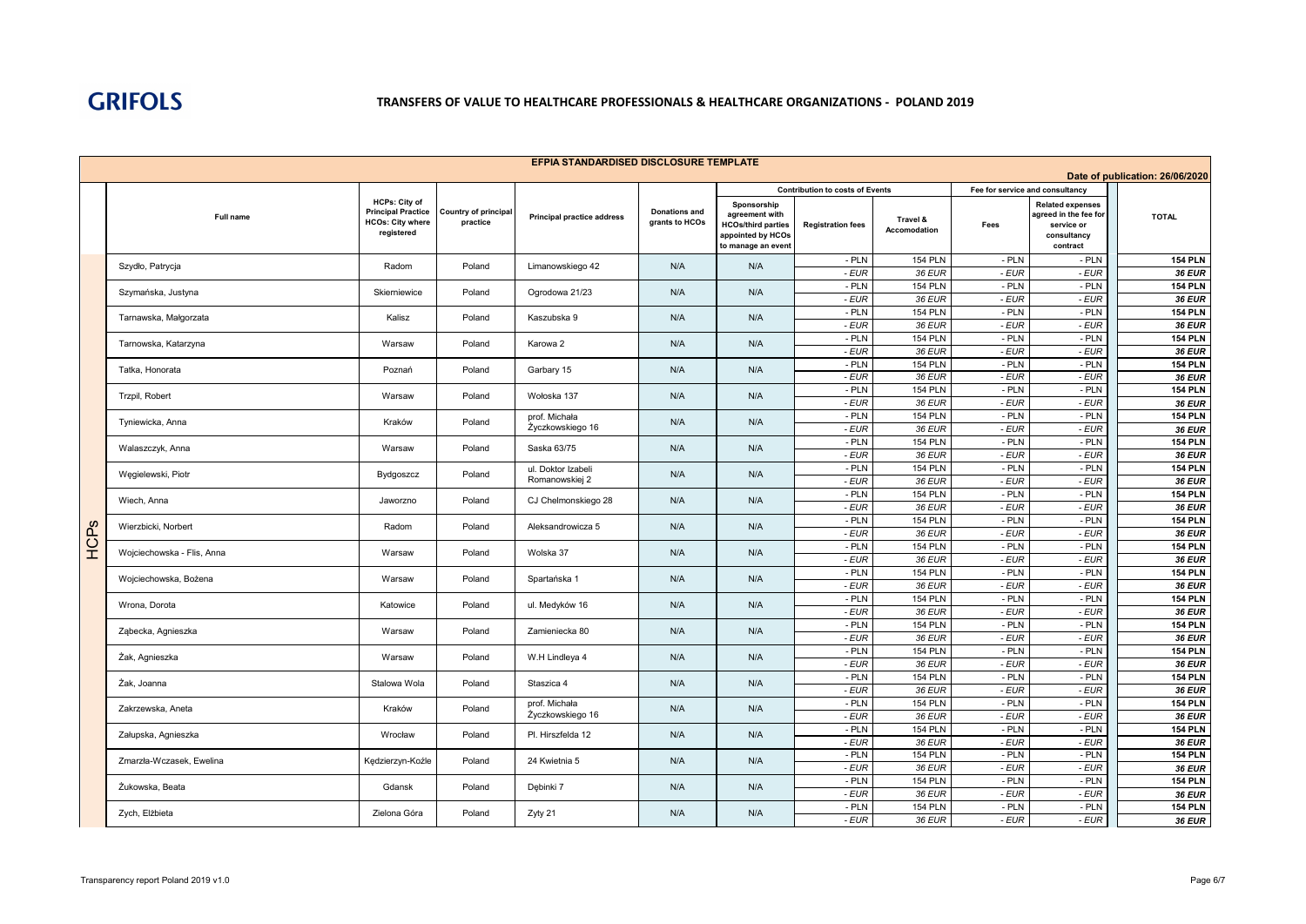GRIFOLS

# TRANSFERS OF VALUE TO HEALTHCARE PROFESSIONALS & HEALTHCARE ORGANIZATIONS - POLAND 2019

## EFPIA STANDARDISED DISCLOSURE TEMPLATE

Date of publication: 26/06/2020

| | Full name | HCPs: City of Principal Practice HCOs: City where registered | Country of principal practice | Principal practice address | Donations and grants to HCOs | Contribution to costs of Events | | | Fee for service and consultancy | | TOTAL |
|---|---|---|---|---|---|---|---|---|---|---|---|
| | | | | | | Sponsorship agreement with HCOs/third parties appointed by HCOs to manage an event | Registration fees | Travel & Accomodation | Fees | Related expenses agreed in the fee for service or consultancy contract | |
| HCPs | Szydło, Patrycja | Radom | Poland | Limanowskiego 42 | N/A | N/A | - PLN | 154 PLN | - PLN | - PLN | **154 PLN** |
| | | | | | | | *- EUR* | *36 EUR* | *- EUR* | *- EUR* | ***36 EUR*** |
| | Szymańska, Justyna | Skierniewice | Poland | Ogrodowa 21/23 | N/A | N/A | - PLN | 154 PLN | - PLN | - PLN | **154 PLN** |
| | | | | | | | *- EUR* | *36 EUR* | *- EUR* | *- EUR* | ***36 EUR*** |
| | Tarnawska, Małgorzata | Kalisz | Poland | Kaszubska 9 | N/A | N/A | - PLN | 154 PLN | - PLN | - PLN | **154 PLN** |
| | | | | | | | *- EUR* | *36 EUR* | *- EUR* | *- EUR* | ***36 EUR*** |
| | Tarnowska, Katarzyna | Warsaw | Poland | Karowa 2 | N/A | N/A | - PLN | 154 PLN | - PLN | - PLN | **154 PLN** |
| | | | | | | | *- EUR* | *36 EUR* | *- EUR* | *- EUR* | ***36 EUR*** |
| | Tatka, Honorata | Poznań | Poland | Garbary 15 | N/A | N/A | - PLN | 154 PLN | - PLN | - PLN | **154 PLN** |
| | | | | | | | *- EUR* | *36 EUR* | *- EUR* | *- EUR* | ***36 EUR*** |
| | Trzpil, Robert | Warsaw | Poland | Wołoska 137 | N/A | N/A | - PLN | 154 PLN | - PLN | - PLN | **154 PLN** |
| | | | | | | | *- EUR* | *36 EUR* | *- EUR* | *- EUR* | ***36 EUR*** |
| | Tyniewicka, Anna | Kraków | Poland | prof. Michała Życzkowskiego 16 | N/A | N/A | - PLN | 154 PLN | - PLN | - PLN | **154 PLN** |
| | | | | | | | *- EUR* | *36 EUR* | *- EUR* | *- EUR* | ***36 EUR*** |
| | Walaszczyk, Anna | Warsaw | Poland | Saska 63/75 | N/A | N/A | - PLN | 154 PLN | - PLN | - PLN | **154 PLN** |
| | | | | | | | *- EUR* | *36 EUR* | *- EUR* | *- EUR* | ***36 EUR*** |
| | Węgielewski, Piotr | Bydgoszcz | Poland | ul. Doktor Izabeli Romanowskiej 2 | N/A | N/A | - PLN | 154 PLN | - PLN | - PLN | **154 PLN** |
| | | | | | | | *- EUR* | *36 EUR* | *- EUR* | *- EUR* | ***36 EUR*** |
| | Wiech, Anna | Jaworzno | Poland | CJ Chelmonskiego 28 | N/A | N/A | - PLN | 154 PLN | - PLN | - PLN | **154 PLN** |
| | | | | | | | *- EUR* | *36 EUR* | *- EUR* | *- EUR* | ***36 EUR*** |
| | Wierzbicki, Norbert | Radom | Poland | Aleksandrowicza 5 | N/A | N/A | - PLN | 154 PLN | - PLN | - PLN | **154 PLN** |
| | | | | | | | *- EUR* | *36 EUR* | *- EUR* | *- EUR* | ***36 EUR*** |
| | Wojciechowska - Flis, Anna | Warsaw | Poland | Wolska 37 | N/A | N/A | - PLN | 154 PLN | - PLN | - PLN | **154 PLN** |
| | | | | | | | *- EUR* | *36 EUR* | *- EUR* | *- EUR* | ***36 EUR*** |
| | Wojciechowska, Bożena | Warsaw | Poland | Spartańska 1 | N/A | N/A | - PLN | 154 PLN | - PLN | - PLN | **154 PLN** |
| | | | | | | | *- EUR* | *36 EUR* | *- EUR* | *- EUR* | ***36 EUR*** |
| | Wrona, Dorota | Katowice | Poland | ul. Medyków 16 | N/A | N/A | - PLN | 154 PLN | - PLN | - PLN | **154 PLN** |
| | | | | | | | *- EUR* | *36 EUR* | *- EUR* | *- EUR* | ***36 EUR*** |
| | Ząbecka, Agnieszka | Warsaw | Poland | Zamieniecka 80 | N/A | N/A | - PLN | 154 PLN | - PLN | - PLN | **154 PLN** |
| | | | | | | | *- EUR* | *36 EUR* | *- EUR* | *- EUR* | ***36 EUR*** |
| | Żak, Agnieszka | Warsaw | Poland | W.H Lindleya 4 | N/A | N/A | - PLN | 154 PLN | - PLN | - PLN | **154 PLN** |
| | | | | | | | *- EUR* | *36 EUR* | *- EUR* | *- EUR* | ***36 EUR*** |
| | Żak, Joanna | Stalowa Wola | Poland | Staszica 4 | N/A | N/A | - PLN | 154 PLN | - PLN | - PLN | **154 PLN** |
| | | | | | | | *- EUR* | *36 EUR* | *- EUR* | *- EUR* | ***36 EUR*** |
| | Zakrzewska, Aneta | Kraków | Poland | prof. Michała Życzkowskiego 16 | N/A | N/A | - PLN | 154 PLN | - PLN | - PLN | **154 PLN** |
| | | | | | | | *- EUR* | *36 EUR* | *- EUR* | *- EUR* | ***36 EUR*** |
| | Załupska, Agnieszka | Wrocław | Poland | Pl. Hirszfelda 12 | N/A | N/A | - PLN | 154 PLN | - PLN | - PLN | **154 PLN** |
| | | | | | | | *- EUR* | *36 EUR* | *- EUR* | *- EUR* | ***36 EUR*** |
| | Zmarzła-Wczasek, Ewelina | Kędzierzyn-Koźle | Poland | 24 Kwietnia 5 | N/A | N/A | - PLN | 154 PLN | - PLN | - PLN | **154 PLN** |
| | | | | | | | *- EUR* | *36 EUR* | *- EUR* | *- EUR* | ***36 EUR*** |
| | Żukowska, Beata | Gdansk | Poland | Dębinki 7 | N/A | N/A | - PLN | 154 PLN | - PLN | - PLN | **154 PLN** |
| | | | | | | | *- EUR* | *36 EUR* | *- EUR* | *- EUR* | ***36 EUR*** |
| | Zych, Elżbieta | Zielona Góra | Poland | Zyty 21 | N/A | N/A | - PLN | 154 PLN | - PLN | - PLN | **154 PLN** |
| | | | | | | | *- EUR* | *36 EUR* | *- EUR* | *- EUR* | ***36 EUR*** |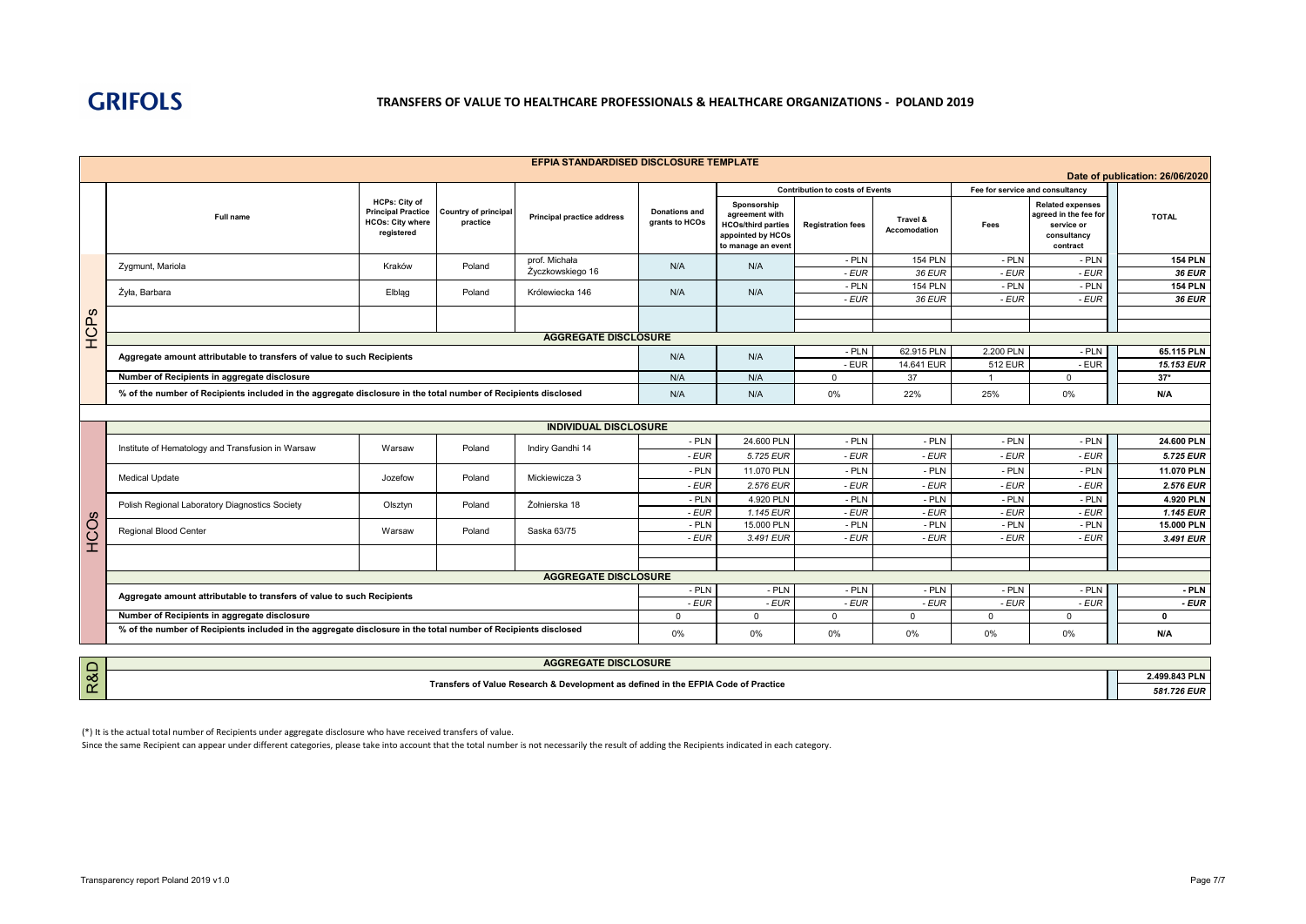GRIFOLS

# TRANSFERS OF VALUE TO HEALTHCARE PROFESSIONALS & HEALTHCARE ORGANIZATIONS - POLAND 2019

## EFPIA STANDARDISED DISCLOSURE TEMPLATE

Date of publication: 26/06/2020

| | Full name | HCPs: City of Principal Practice HCOs: City where registered | Country of principal practice | Principal practice address | Donations and grants to HCOs | Sponsorship agreement with HCOs/third parties appointed by HCOs to manage an event | Contribution to costs of Events | | Fee for service and consultancy | | TOTAL |
|---|---|---|---|---|---|---|---|---|---|---|---|
| | | | | | | | Registration fees | Travel & Accomodation | Fees | Related expenses agreed in the fee for service or consultancy contract | |
| HCPs | Zygmunt, Mariola | Kraków | Poland | prof. Michała Życzkowskiego 16 | N/A | N/A | - PLN | 154 PLN | - PLN | - PLN | 154 PLN |
| | | | | | | | - EUR | 36 EUR | - EUR | - EUR | 36 EUR |
| | Żyła, Barbara | Elbląg | Poland | Królewiecka 146 | N/A | N/A | - PLN | 154 PLN | - PLN | - PLN | 154 PLN |
| | | | | | | | - EUR | 36 EUR | - EUR | - EUR | 36 EUR |
| | **AGGREGATE DISCLOSURE** | | | | | | | | | | |
| | Aggregate amount attributable to transfers of value to such Recipients | | | | N/A | N/A | - PLN | 62.915 PLN | 2.200 PLN | - PLN | 65.115 PLN |
| | | | | | | | - EUR | 14.641 EUR | 512 EUR | - EUR | 15.153 EUR |
| | Number of Recipients in aggregate disclosure | | | | N/A | N/A | 0 | 37 | 1 | 0 | 37* |
| | % of the number of Recipients included in the aggregate disclosure in the total number of Recipients disclosed | | | | N/A | N/A | 0% | 22% | 25% | 0% | N/A |
| HCOs | **INDIVIDUAL DISCLOSURE** | | | | | | | | | | |
| | Institute of Hematology and Transfusion in Warsaw | Warsaw | Poland | Indiry Gandhi 14 | - PLN | 24.600 PLN | - PLN | - PLN | - PLN | - PLN | 24.600 PLN |
| | | | | | - EUR | 5.725 EUR | - EUR | - EUR | - EUR | - EUR | 5.725 EUR |
| | Medical Update | Jozefow | Poland | Mickiewicza 3 | - PLN | 11.070 PLN | - PLN | - PLN | - PLN | - PLN | 11.070 PLN |
| | | | | | - EUR | 2.576 EUR | - EUR | - EUR | - EUR | - EUR | 2.576 EUR |
| | Polish Regional Laboratory Diagnostics Society | Olsztyn | Poland | Żołnierska 18 | - PLN | 4.920 PLN | - PLN | - PLN | - PLN | - PLN | 4.920 PLN |
| | | | | | - EUR | 1.145 EUR | - EUR | - EUR | - EUR | - EUR | 1.145 EUR |
| | Regional Blood Center | Warsaw | Poland | Saska 63/75 | - PLN | 15.000 PLN | - PLN | - PLN | - PLN | - PLN | 15.000 PLN |
| | | | | | - EUR | 3.491 EUR | - EUR | - EUR | - EUR | - EUR | 3.491 EUR |
| | **AGGREGATE DISCLOSURE** | | | | | | | | | | |
| | Aggregate amount attributable to transfers of value to such Recipients | | | | - PLN | - PLN | - PLN | - PLN | - PLN | - PLN | - PLN |
| | | | | | - EUR | - EUR | - EUR | - EUR | - EUR | - EUR | - EUR |
| | Number of Recipients in aggregate disclosure | | | | 0 | 0 | 0 | 0 | 0 | 0 | 0 |
| | % of the number of Recipients included in the aggregate disclosure in the total number of Recipients disclosed | | | | 0% | 0% | 0% | 0% | 0% | 0% | N/A |

| R&D | AGGREGATE DISCLOSURE | |
|---|---|---|
| | Transfers of Value Research & Development as defined in the EFPIA Code of Practice | 2.499.843 PLN |
| | | 581.726 EUR |

(*) It is the actual total number of Recipients under aggregate disclosure who have received transfers of value.
Since the same Recipient can appear under different categories, please take into account that the total number is not necessarily the result of adding the Recipients indicated in each category.

Transparency report Poland 2019 v1.0